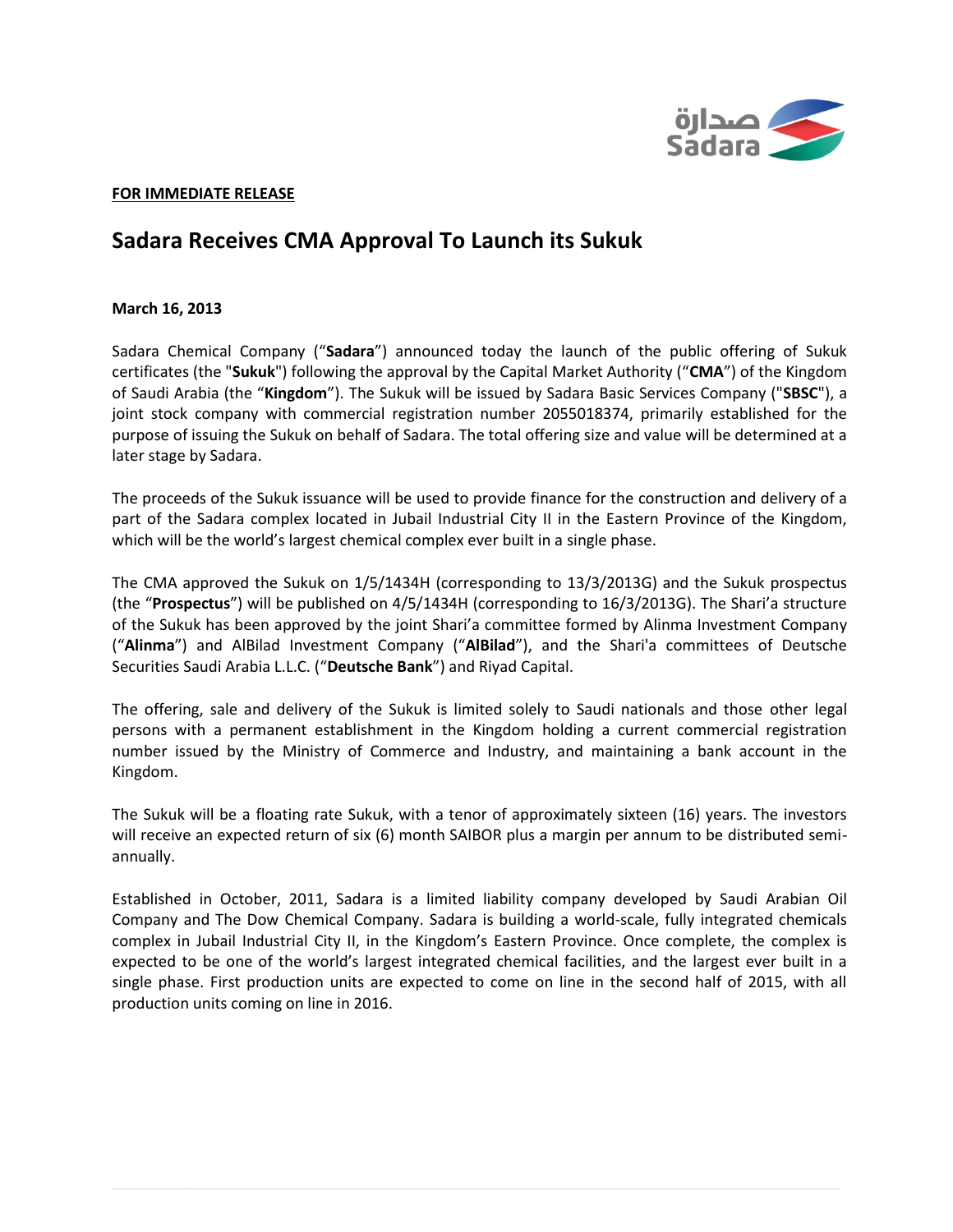**FOR IMMEDIATE RELEASE**

# Sadara Receives CMA Approval To Launch its Sukuk

**March 16, 2013**

Sadara Chemical Company ("**Sadara**") announced today the launch of the public offering of Sukuk certificates (the "**Sukuk**") following the approval by the Capital Market Authority ("**CMA**") of the Kingdom of Saudi Arabia (the "**Kingdom**"). The Sukuk will be issued by Sadara Basic Services Company ("**SBSC**"), a joint stock company with commercial registration number 2055018374, primarily established for the purpose of issuing the Sukuk on behalf of Sadara. The total offering size and value will be determined at a later stage by Sadara.

The proceeds of the Sukuk issuance will be used to provide finance for the construction and delivery of a part of the Sadara complex located in Jubail Industrial City II in the Eastern Province of the Kingdom, which will be the world's largest chemical complex ever built in a single phase.

The CMA approved the Sukuk on 1/5/1434H (corresponding to 13/3/2013G) and the Sukuk prospectus (the "**Prospectus**") will be published on 4/5/1434H (corresponding to 16/3/2013G). The Shari'a structure of the Sukuk has been approved by the joint Shari'a committee formed by Alinma Investment Company ("**Alinma**") and AlBilad Investment Company ("**AlBilad**"), and the Shari'a committees of Deutsche Securities Saudi Arabia L.L.C. ("**Deutsche Bank**") and Riyad Capital.

The offering, sale and delivery of the Sukuk is limited solely to Saudi nationals and those other legal persons with a permanent establishment in the Kingdom holding a current commercial registration number issued by the Ministry of Commerce and Industry, and maintaining a bank account in the Kingdom.

The Sukuk will be a floating rate Sukuk, with a tenor of approximately sixteen (16) years. The investors will receive an expected return of six (6) month SAIBOR plus a margin per annum to be distributed semi-annually.

Established in October, 2011, Sadara is a limited liability company developed by Saudi Arabian Oil Company and The Dow Chemical Company. Sadara is building a world-scale, fully integrated chemicals complex in Jubail Industrial City II, in the Kingdom's Eastern Province. Once complete, the complex is expected to be one of the world's largest integrated chemical facilities, and the largest ever built in a single phase. First production units are expected to come on line in the second half of 2015, with all production units coming on line in 2016.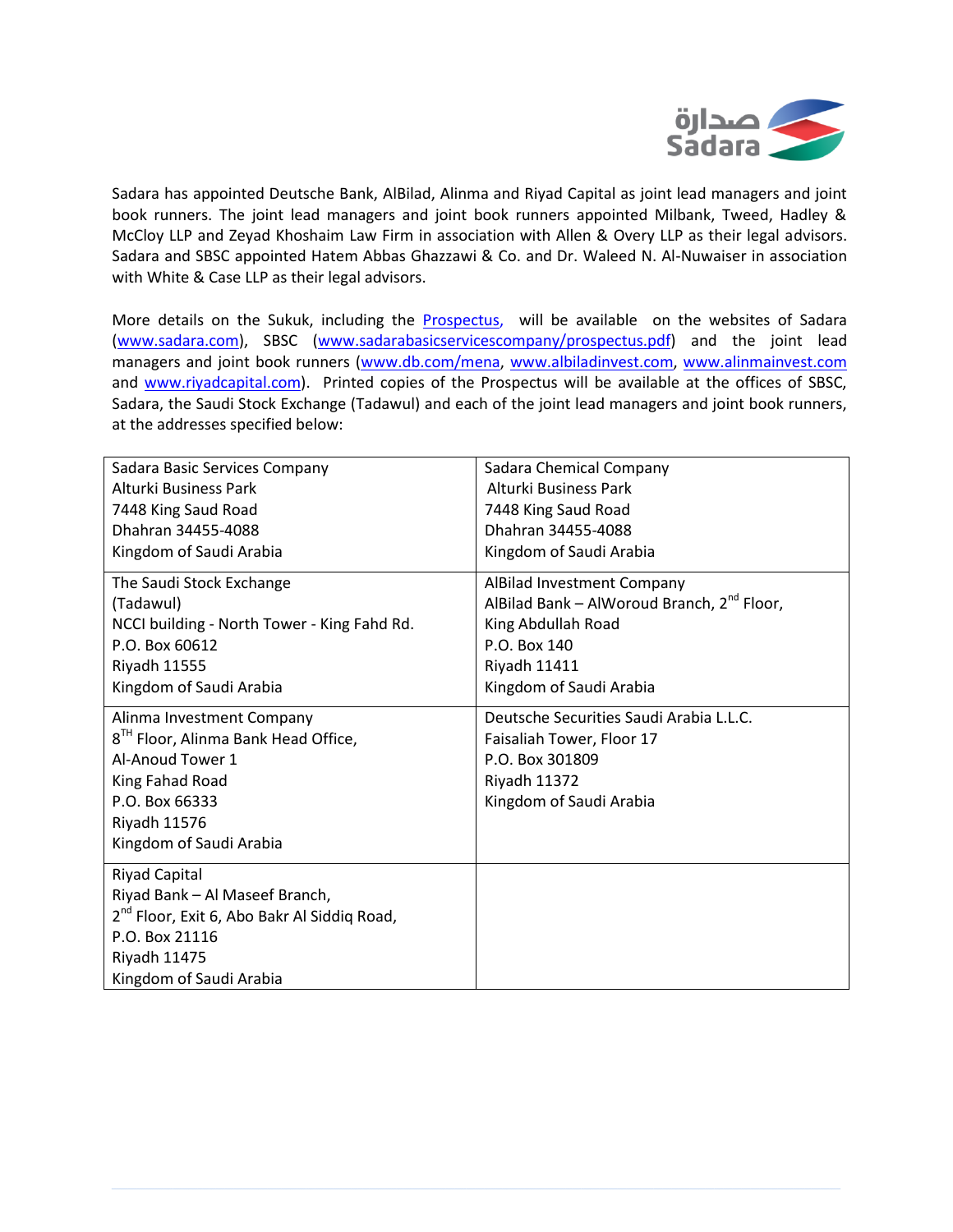Sadara has appointed Deutsche Bank, AlBilad, Alinma and Riyad Capital as joint lead managers and joint book runners. The joint lead managers and joint book runners appointed Milbank, Tweed, Hadley & McCloy LLP and Zeyad Khoshaim Law Firm in association with Allen & Overy LLP as their legal advisors. Sadara and SBSC appointed Hatem Abbas Ghazzawi & Co. and Dr. Waleed N. Al-Nuwaiser in association with White & Case LLP as their legal advisors.

More details on the Sukuk, including the Prospectus, will be available on the websites of Sadara (www.sadara.com), SBSC (www.sadarabasicservicescompany/prospectus.pdf) and the joint lead managers and joint book runners (www.db.com/mena, www.albiladinvest.com, www.alinmainvest.com and www.riyadcapital.com). Printed copies of the Prospectus will be available at the offices of SBSC, Sadara, the Saudi Stock Exchange (Tadawul) and each of the joint lead managers and joint book runners, at the addresses specified below:

| | |
|---|---|
| Sadara Basic Services Company<br>Alturki Business Park<br>7448 King Saud Road<br>Dhahran 34455-4088<br>Kingdom of Saudi Arabia | Sadara Chemical Company<br>Alturki Business Park<br>7448 King Saud Road<br>Dhahran 34455-4088<br>Kingdom of Saudi Arabia |
| The Saudi Stock Exchange<br>(Tadawul)<br>NCCI building - North Tower - King Fahd Rd.<br>P.O. Box 60612<br>Riyadh 11555<br>Kingdom of Saudi Arabia | AlBilad Investment Company<br>AlBilad Bank – AlWoroud Branch, 2nd Floor,<br>King Abdullah Road<br>P.O. Box 140<br>Riyadh 11411<br>Kingdom of Saudi Arabia |
| Alinma Investment Company<br>8TH Floor, Alinma Bank Head Office,<br>Al-Anoud Tower 1<br>King Fahad Road<br>P.O. Box 66333<br>Riyadh 11576<br>Kingdom of Saudi Arabia | Deutsche Securities Saudi Arabia L.L.C.<br>Faisaliah Tower, Floor 17<br>P.O. Box 301809<br>Riyadh 11372<br>Kingdom of Saudi Arabia |
| Riyad Capital<br>Riyad Bank – Al Maseef Branch,<br>2nd Floor, Exit 6, Abo Bakr Al Siddiq Road,<br>P.O. Box 21116<br>Riyadh 11475<br>Kingdom of Saudi Arabia | |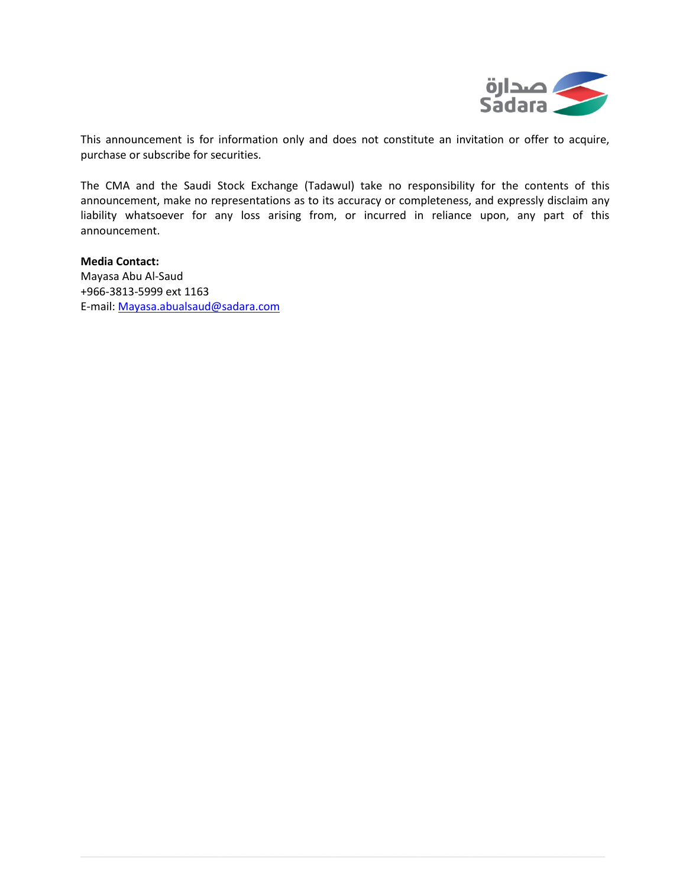This announcement is for information only and does not constitute an invitation or offer to acquire, purchase or subscribe for securities.

The CMA and the Saudi Stock Exchange (Tadawul) take no responsibility for the contents of this announcement, make no representations as to its accuracy or completeness, and expressly disclaim any liability whatsoever for any loss arising from, or incurred in reliance upon, any part of this announcement.

**Media Contact:**  
Mayasa Abu Al-Saud  
+966-3813-5999 ext 1163  
E-mail: Mayasa.abualsaud@sadara.com